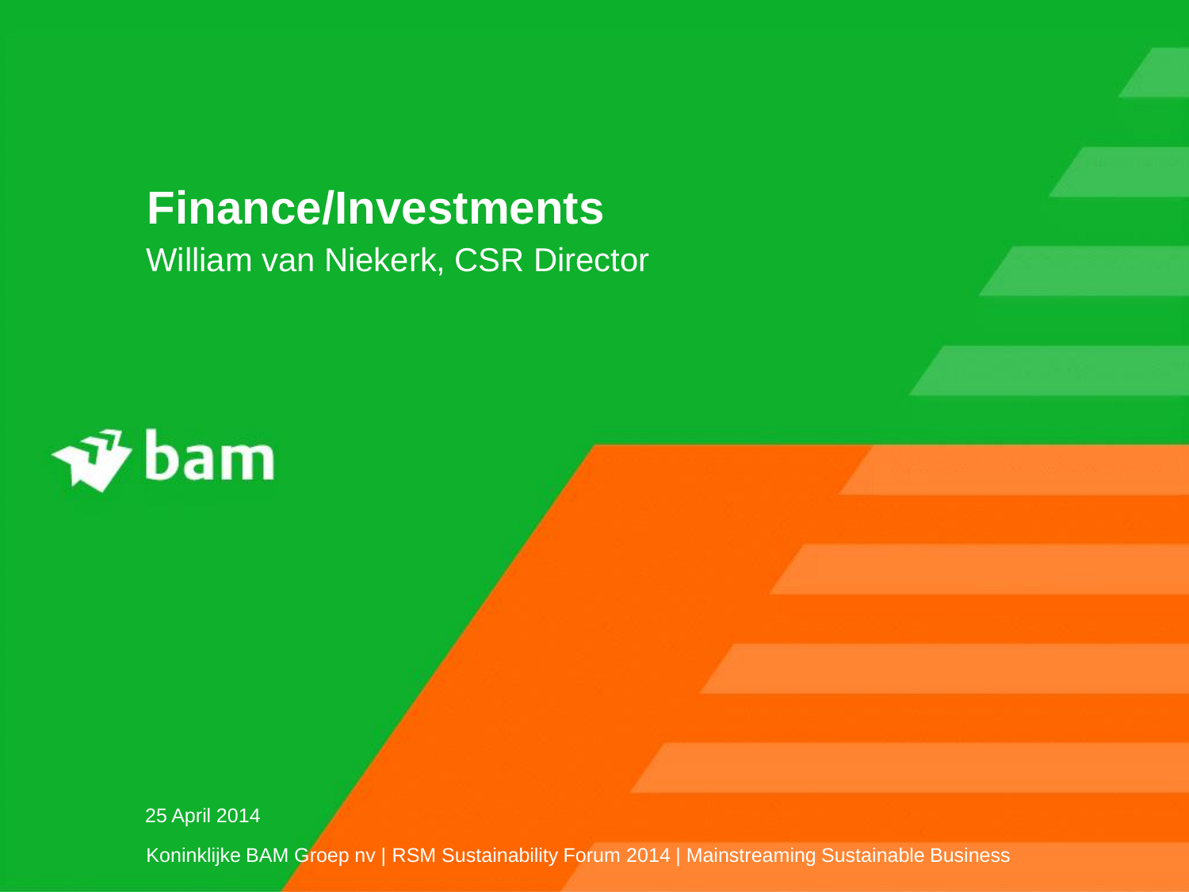# Finance/Investments

William van Niekerk, CSR Director

bam

25 April 2014

Koninklijke BAM Groep nv | RSM Sustainability Forum 2014 | Mainstreaming Sustainable Business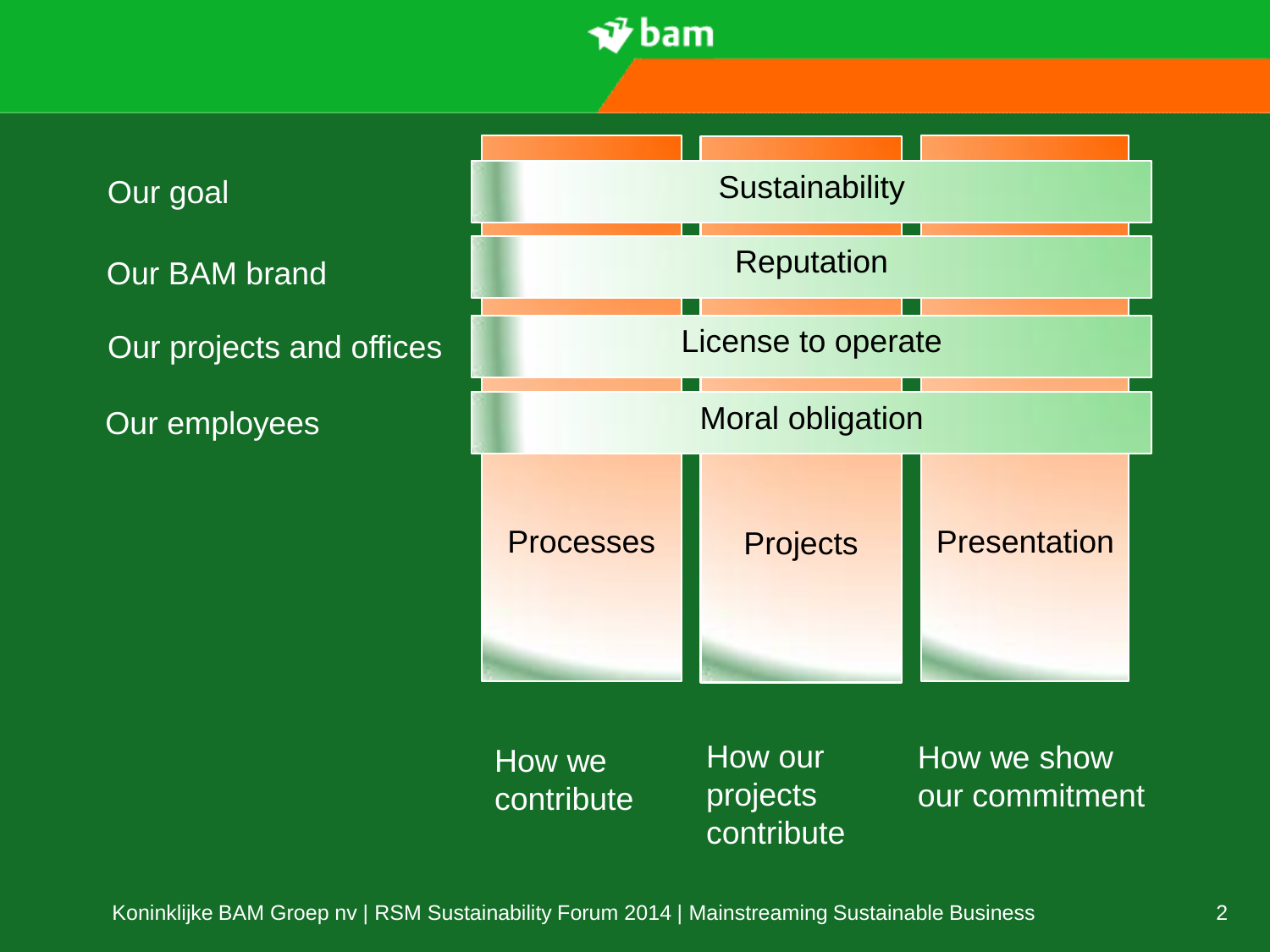| | | | |
|---|---|---|---|
| Our goal | Sustainability | | |
| Our BAM brand | Reputation | | |
| Our projects and offices | License to operate | | |
| Our employees | Moral obligation | | |
| | Processes | Projects | Presentation |
| | How we contribute | How our projects contribute | How we show our commitment |

Koninklijke BAM Groep nv | RSM Sustainability Forum 2014 | Mainstreaming Sustainable Business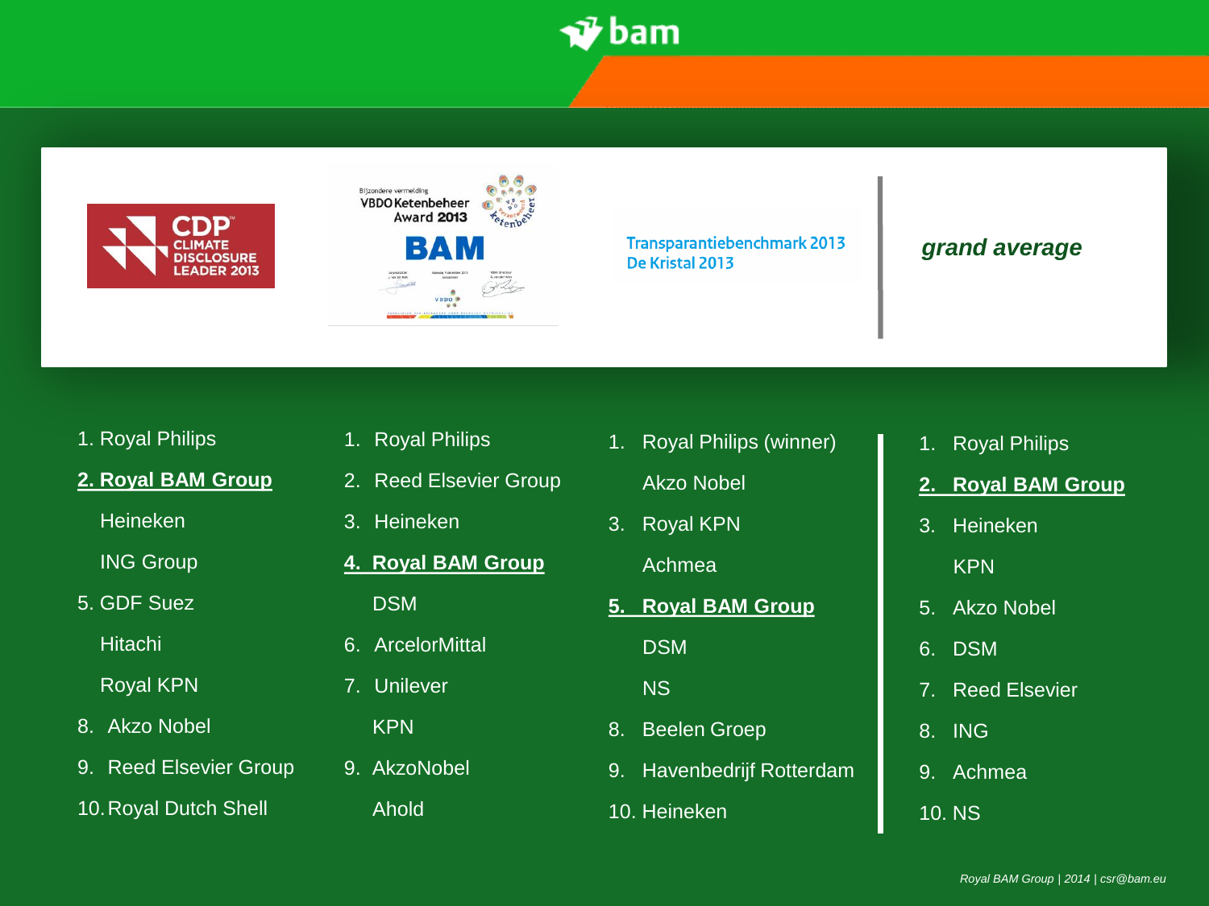| CDP Climate Disclosure Leader 2013 | Bijzondere vermelding VBDO Ketenbeheer Award 2013 | Transparantiebenchmark 2013 De Kristal 2013 | *grand average* |
|---|---|---|---|
| 1. Royal Philips | 1. Royal Philips | 1. Royal Philips (winner) | 1. Royal Philips |
| **2. Royal BAM Group** | 2. Reed Elsevier Group | Akzo Nobel | **2. Royal BAM Group** |
| Heineken | 3. Heineken | 3. Royal KPN | 3. Heineken |
| ING Group | **4. Royal BAM Group** | Achmea | KPN |
| 5. GDF Suez | DSM | **5. Royal BAM Group** | 5. Akzo Nobel |
| Hitachi | 6. ArcelorMittal | DSM | 6. DSM |
| Royal KPN | 7. Unilever | NS | 7. Reed Elsevier |
| 8. Akzo Nobel | KPN | 8. Beelen Groep | 8. ING |
| 9. Reed Elsevier Group | 9. AkzoNobel | 9. Havenbedrijf Rotterdam | 9. Achmea |
| 10. Royal Dutch Shell | Ahold | 10. Heineken | 10. NS |

*Royal BAM Group | 2014 | csr@bam.eu*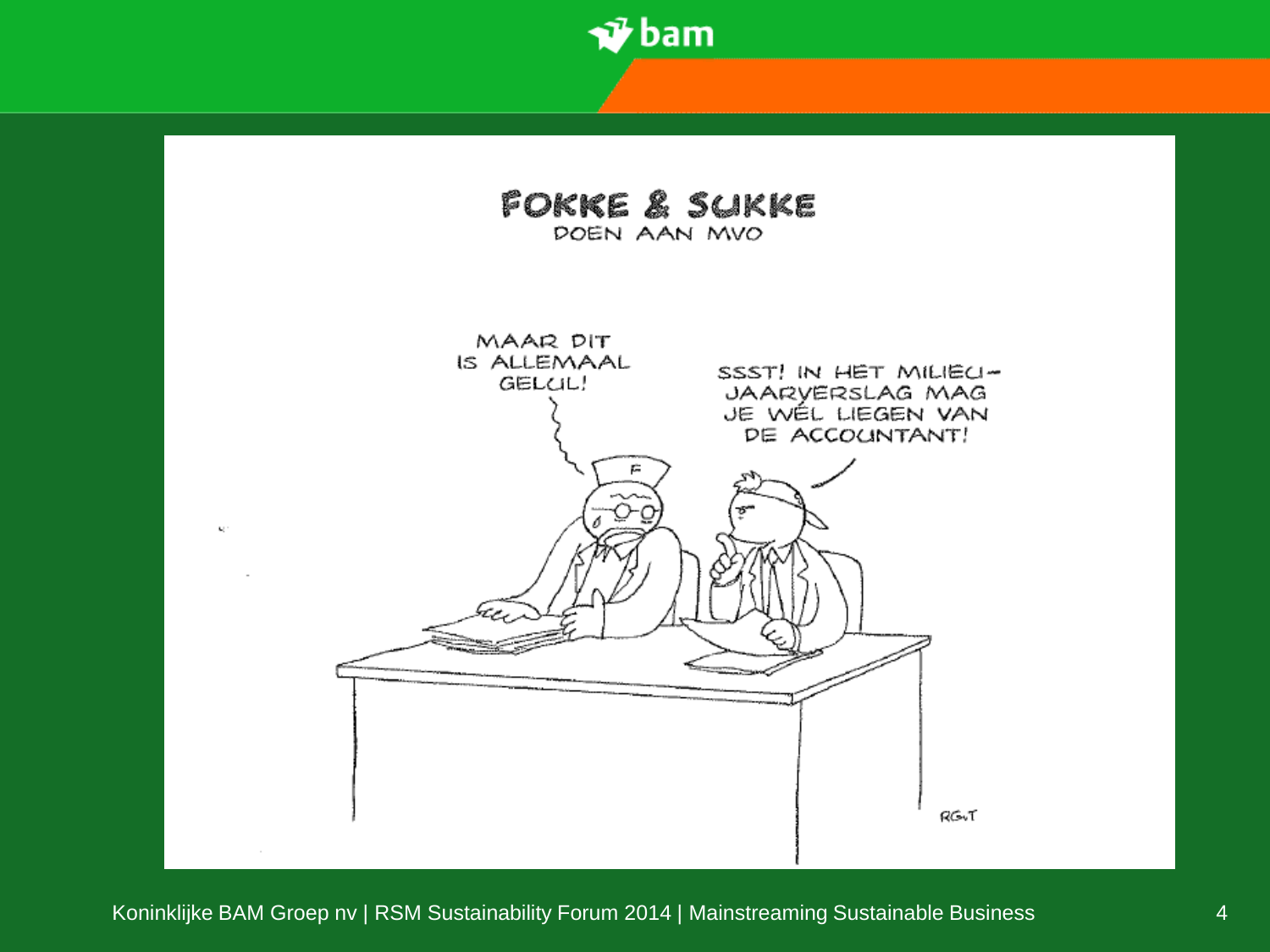# FOKKE & SUKKE
## DOEN AAN MVO

MAAR DIT IS ALLEMAAL GELUL!

SSST! IN HET MILIEU-JAARVERSLAG MAG JE WÉL LIEGEN VAN DE ACCOUNTANT!

RGvT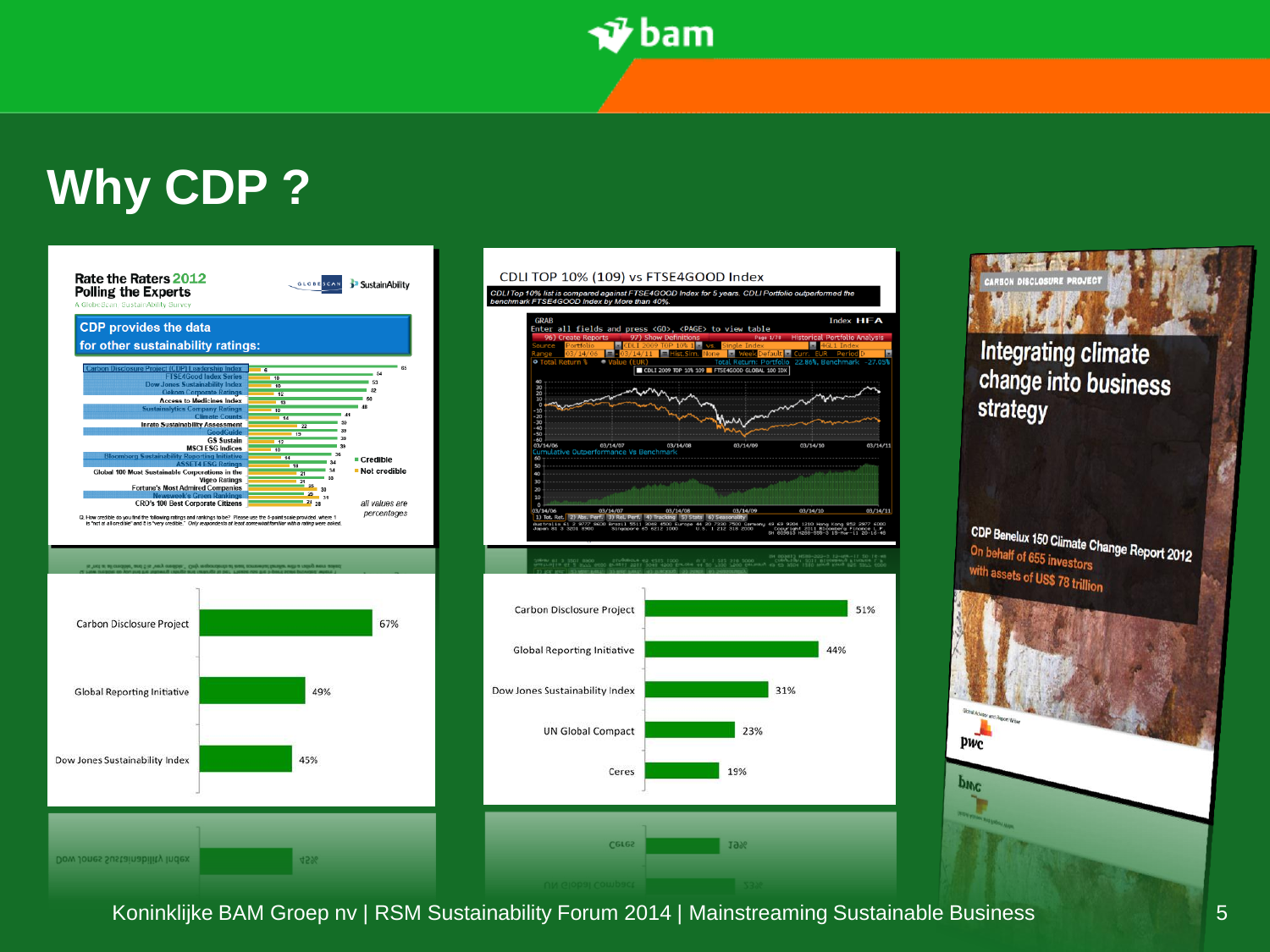# Why CDP ?

**Rate the Raters 2012**
**Polling the Experts**
A GlobeScan, SustainAbility Survey

**CDP provides the data for other sustainability ratings:**

| Carbon Disclosure Project | 67% |
| --- | --- |
| Global Reporting Initiative | 49% |
| Dow Jones Sustainability Index | 45% |

CDLI TOP 10% (109) vs FTSE4GOOD Index

*CDLI Top 10% list is compared against FTSE4GOOD Index for 5 years. CDLI Portfolio outperformed the benchmark FTSE4GOOD Index by More than 40%.*

| Carbon Disclosure Project | 51% |
| --- | --- |
| Global Reporting Initiative | 44% |
| Dow Jones Sustainability Index | 31% |
| UN Global Compact | 23% |
| Ceres | 19% |

CARBON DISCLOSURE PROJECT

**Integrating climate change into business strategy**

CDP Benelux 150 Climate Change Report 2012
On behalf of 655 investors with assets of US$ 78 trillion

Koninklijke BAM Groep nv | RSM Sustainability Forum 2014 | Mainstreaming Sustainable Business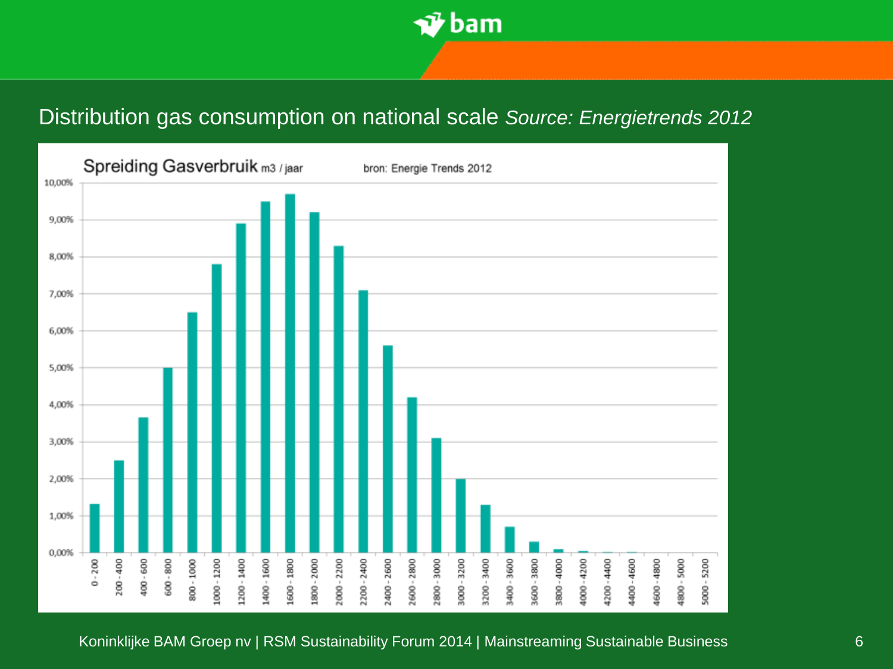## Distribution gas consumption on national scale *Source: Energietrends 2012*

Spreiding Gasverbruik m3 / jaar

bron: Energie Trends 2012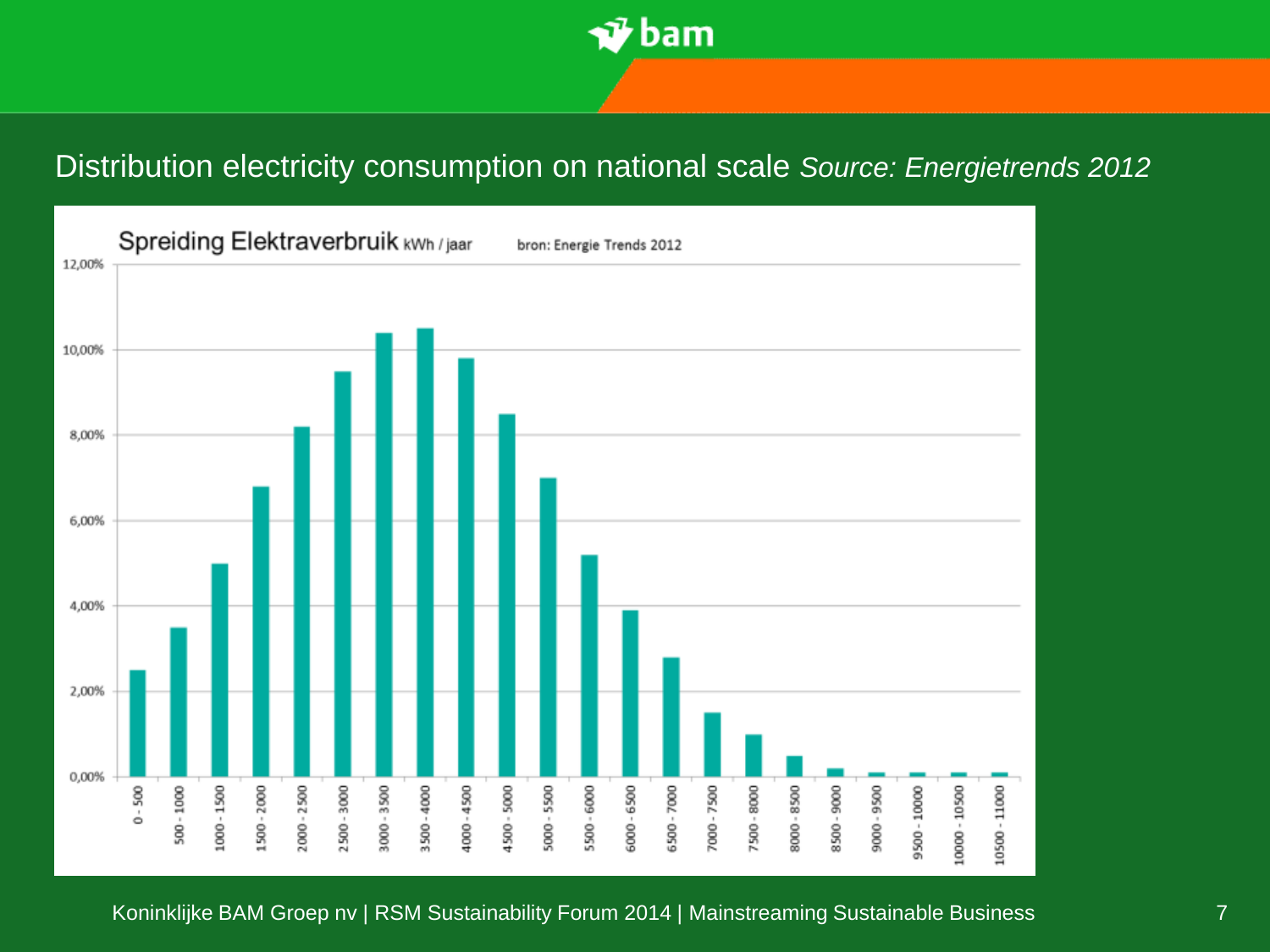# Distribution electricity consumption on national scale *Source: Energietrends 2012*

**Spreiding Elektraverbruik** kWh / jaar

bron: Energie Trends 2012

| kWh / jaar | Aandeel |
|---|---|
| 0 - 500 | 2,5% |
| 500 - 1000 | 3,5% |
| 1000 - 1500 | 5,0% |
| 1500 - 2000 | 6,8% |
| 2000 - 2500 | 8,2% |
| 2500 - 3000 | 9,5% |
| 3000 - 3500 | 10,4% |
| 3500 - 4000 | 10,5% |
| 4000 - 4500 | 9,8% |
| 4500 - 5000 | 8,5% |
| 5000 - 5500 | 7,0% |
| 5500 - 6000 | 5,2% |
| 6000 - 6500 | 3,9% |
| 6500 - 7000 | 2,8% |
| 7000 - 7500 | 1,5% |
| 7500 - 8000 | 1,0% |
| 8000 - 8500 | 0,5% |
| 8500 - 9000 | 0,2% |
| 9000 - 9500 | 0,1% |
| 9500 - 10000 | 0,1% |
| 10000 - 10500 | 0,1% |
| 10500 - 11000 | 0,1% |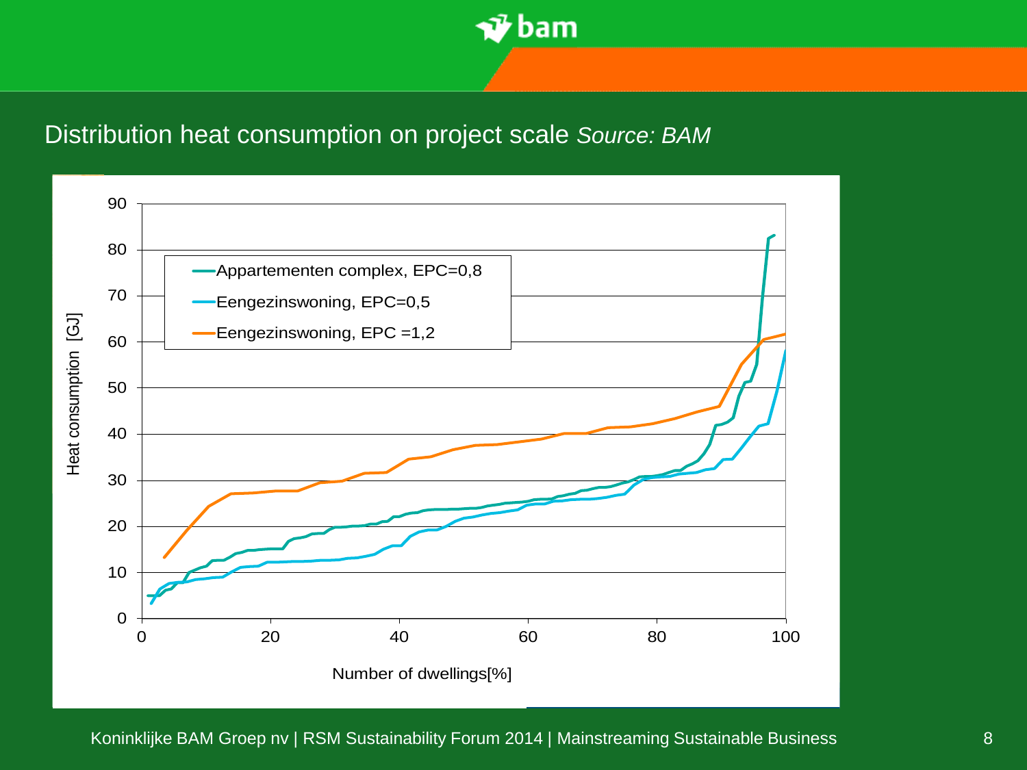# Distribution heat consumption on project scale *Source: BAM*

Heat consumption [GJ]

- Appartementen complex, EPC=0,8
- Eengezinswoning, EPC=0,5
- Eengezinswoning, EPC =1,2

Number of dwellings[%]

Koninklijke BAM Groep nv | RSM Sustainability Forum 2014 | Mainstreaming Sustainable Business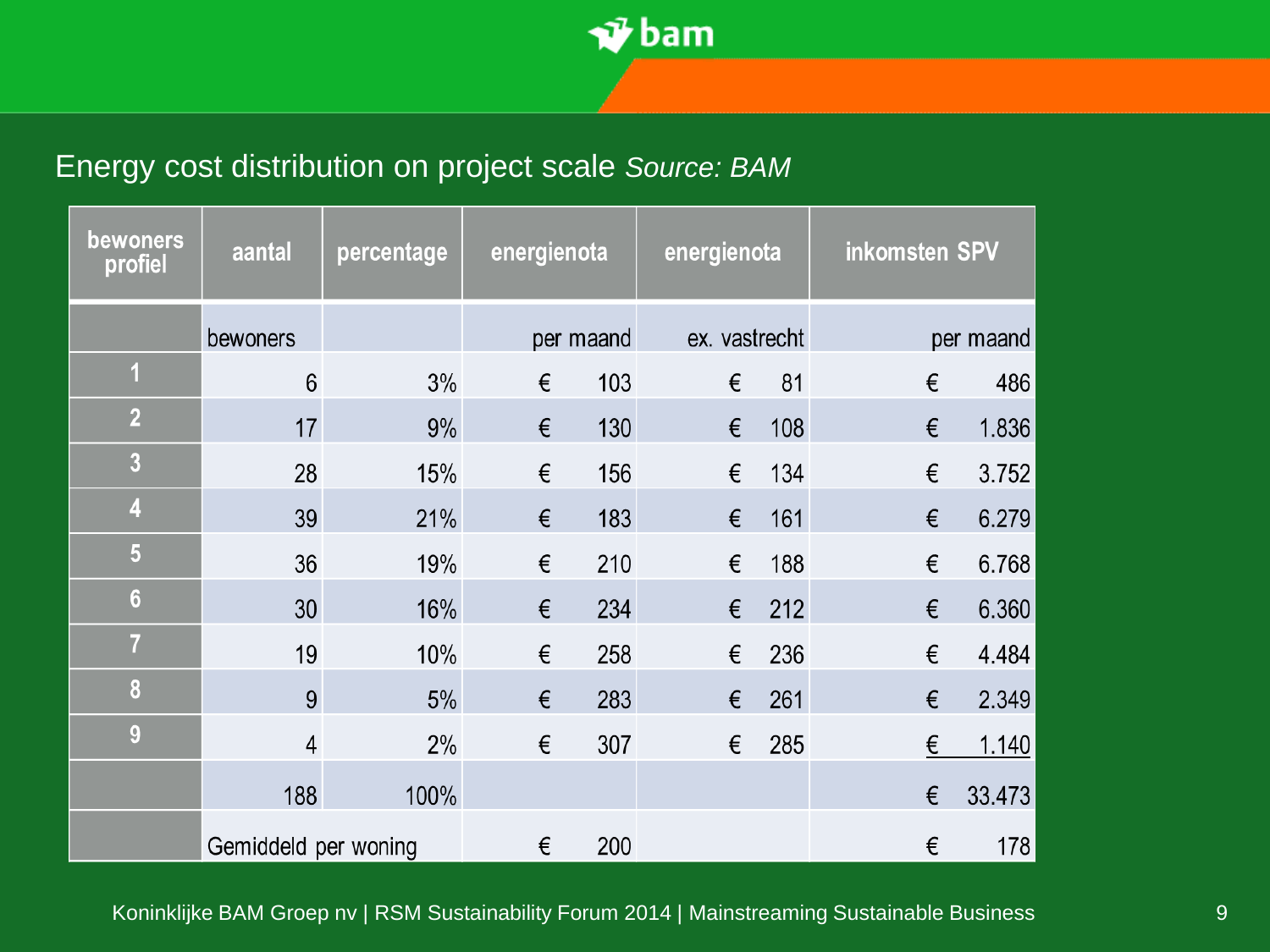## Energy cost distribution on project scale *Source: BAM*

| bewoners profiel | aantal | percentage | energienota | energienota | inkomsten SPV |
|---|---|---|---|---|---|
| | bewoners | | per maand | ex. vastrecht | per maand |
| 1 | 6 | 3% | € 103 | € 81 | € 486 |
| 2 | 17 | 9% | € 130 | € 108 | € 1.836 |
| 3 | 28 | 15% | € 156 | € 134 | € 3.752 |
| 4 | 39 | 21% | € 183 | € 161 | € 6.279 |
| 5 | 36 | 19% | € 210 | € 188 | € 6.768 |
| 6 | 30 | 16% | € 234 | € 212 | € 6.360 |
| 7 | 19 | 10% | € 258 | € 236 | € 4.484 |
| 8 | 9 | 5% | € 283 | € 261 | € 2.349 |
| 9 | 4 | 2% | € 307 | € 285 | € 1.140 |
| | 188 | 100% | | | € 33.473 |
| | Gemiddeld per woning | | € 200 | | € 178 |

Koninklijke BAM Groep nv | RSM Sustainability Forum 2014 | Mainstreaming Sustainable Business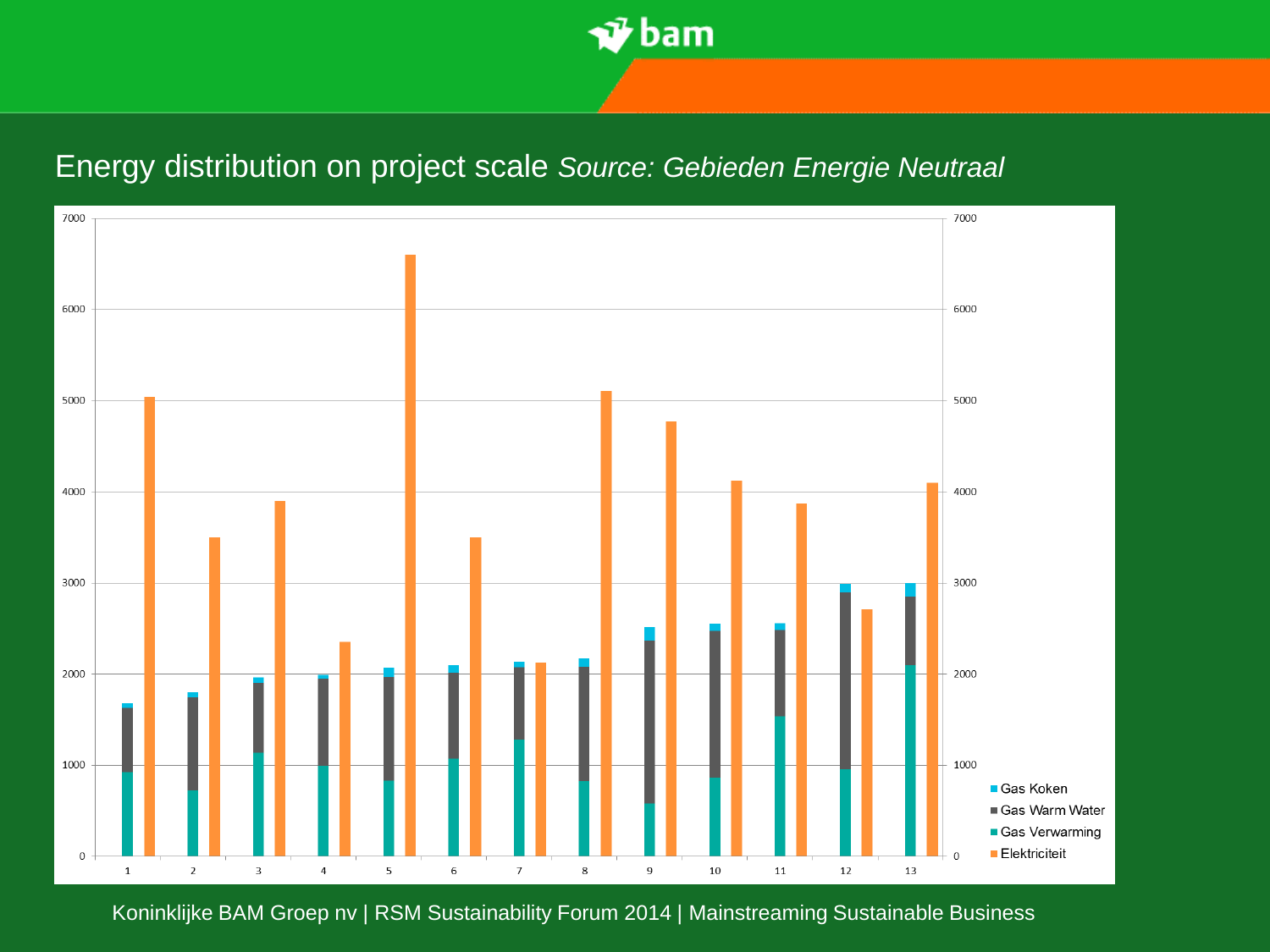# Energy distribution on project scale *Source: Gebieden Energie Neutraal*

Gas Koken
Gas Warm Water
Gas Verwarming
Elektriciteit

Koninklijke BAM Groep nv | RSM Sustainability Forum 2014 | Mainstreaming Sustainable Business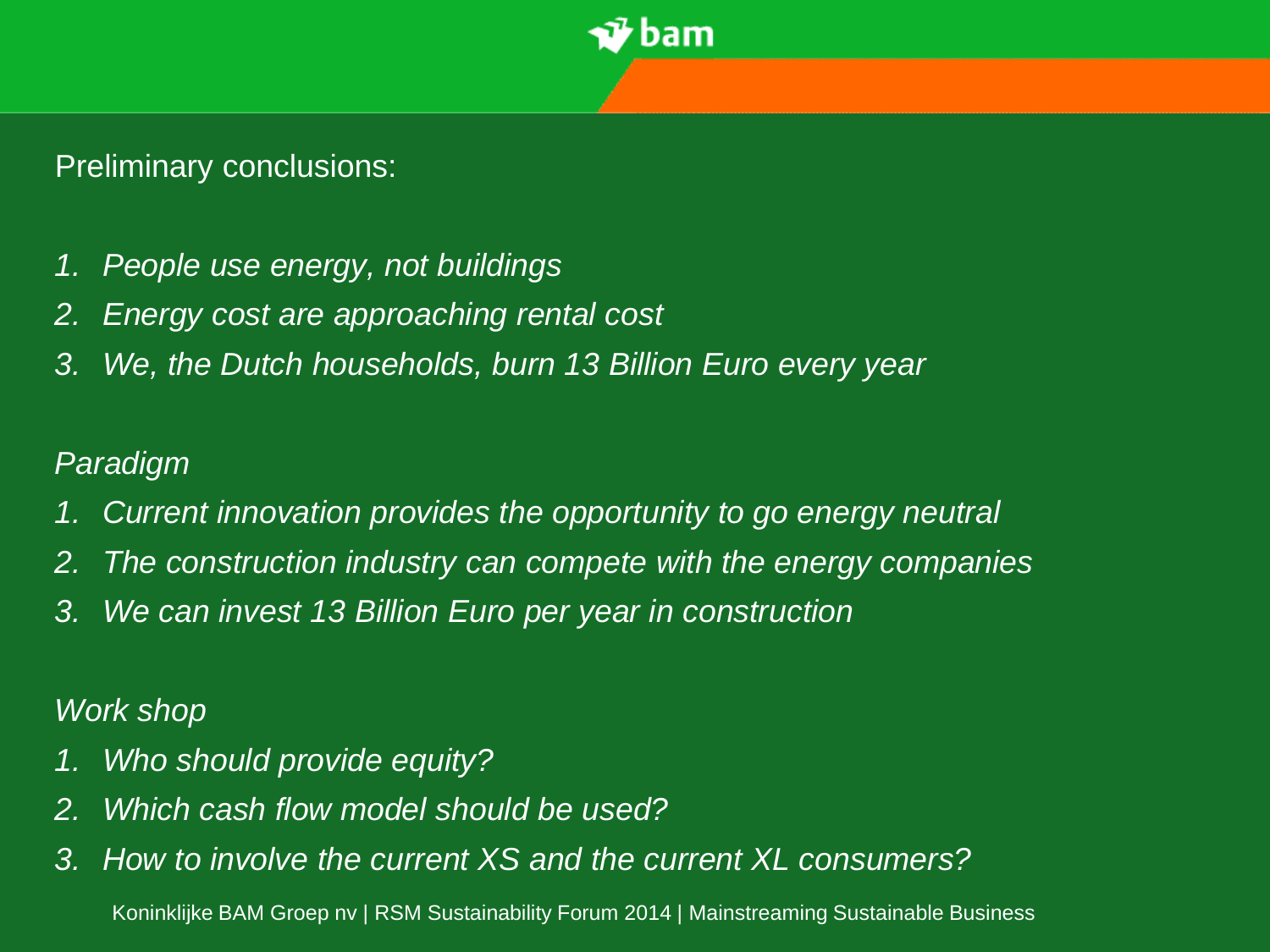Preliminary conclusions:

1. *People use energy, not buildings*
2. *Energy cost are approaching rental cost*
3. *We, the Dutch households, burn 13 Billion Euro every year*

*Paradigm*

1. *Current innovation provides the opportunity to go energy neutral*
2. *The construction industry can compete with the energy companies*
3. *We can invest 13 Billion Euro per year in construction*

*Work shop*

1. *Who should provide equity?*
2. *Which cash flow model should be used?*
3. *How to involve the current XS and the current XL consumers?*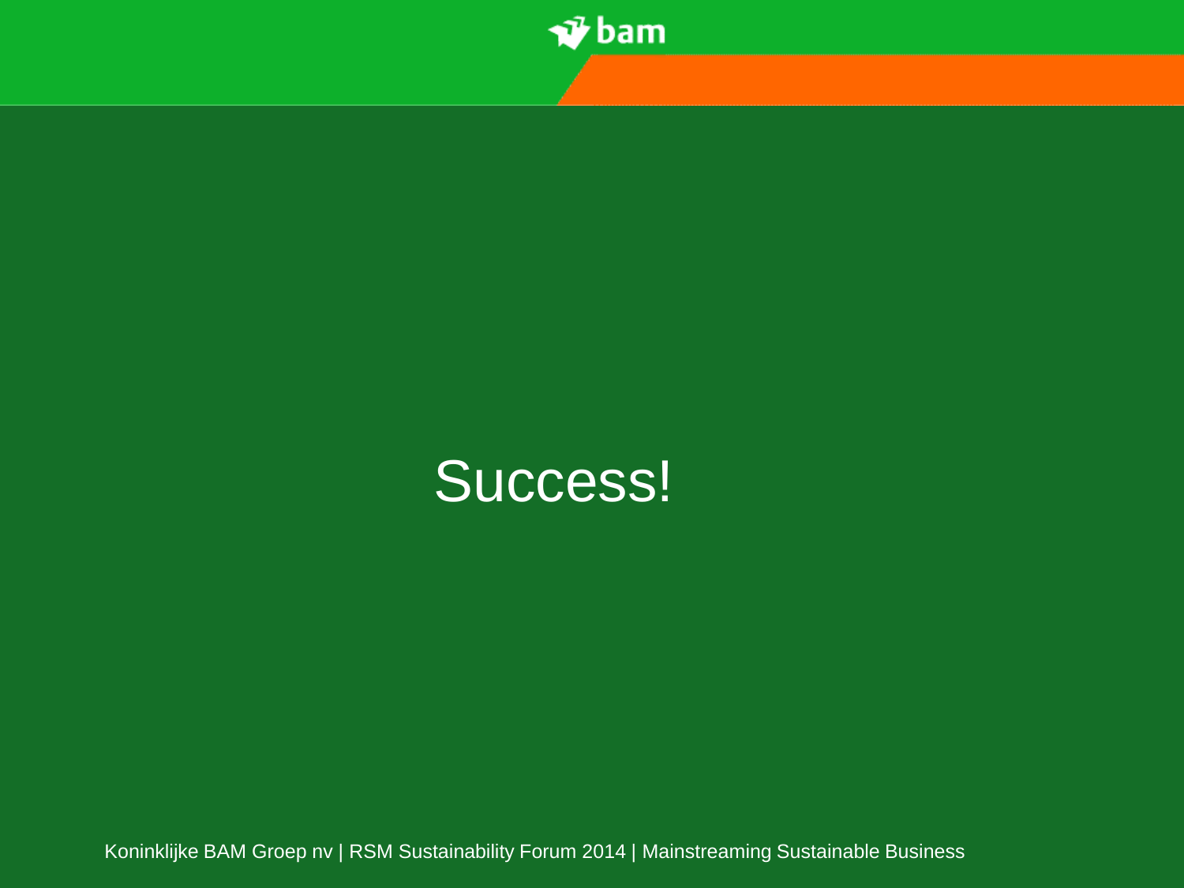# Success!